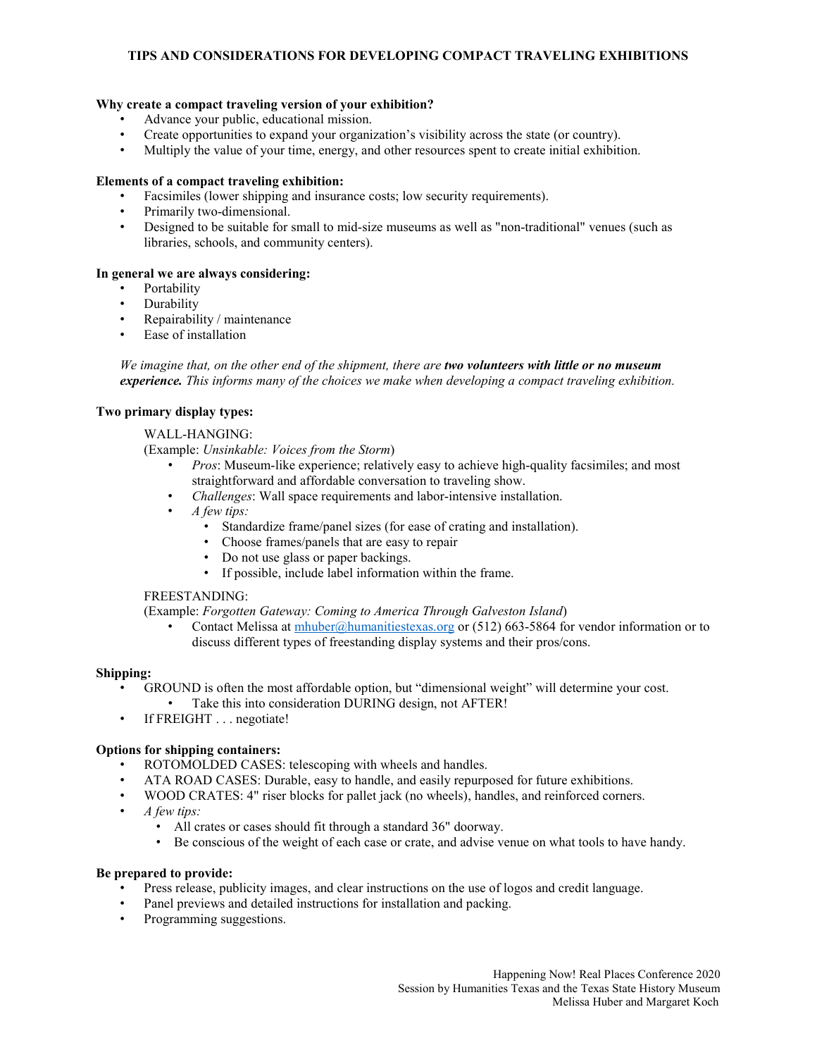# TIPS AND CONSIDERATIONS FOR DEVELOPING COMPACT TRAVELING EXHIBITIONS

**Why create a compact traveling version of your exhibition?**

- Advance your public, educational mission.
- Create opportunities to expand your organization's visibility across the state (or country).
- Multiply the value of your time, energy, and other resources spent to create initial exhibition.

**Elements of a compact traveling exhibition:**

- Facsimiles (lower shipping and insurance costs; low security requirements).
- Primarily two-dimensional.
- Designed to be suitable for small to mid-size museums as well as "non-traditional" venues (such as libraries, schools, and community centers).

**In general we are always considering:**

- Portability
- Durability
- Repairability / maintenance
- Ease of installation

*We imagine that, on the other end of the shipment, there are* ***two volunteers with little or no museum experience.*** *This informs many of the choices we make when developing a compact traveling exhibition.*

**Two primary display types:**

WALL-HANGING:
(Example: *Unsinkable: Voices from the Storm*)

- *Pros*: Museum-like experience; relatively easy to achieve high-quality facsimiles; and most straightforward and affordable conversation to traveling show.
- *Challenges*: Wall space requirements and labor-intensive installation.
- *A few tips:*
  - Standardize frame/panel sizes (for ease of crating and installation).
  - Choose frames/panels that are easy to repair
  - Do not use glass or paper backings.
  - If possible, include label information within the frame.

FREESTANDING:
(Example: *Forgotten Gateway: Coming to America Through Galveston Island*)

- Contact Melissa at mhuber@humanitiestexas.org or (512) 663-5864 for vendor information or to discuss different types of freestanding display systems and their pros/cons.

**Shipping:**

- GROUND is often the most affordable option, but "dimensional weight" will determine your cost.
  - Take this into consideration DURING design, not AFTER!
- If FREIGHT . . . negotiate!

**Options for shipping containers:**

- ROTOMOLDED CASES: telescoping with wheels and handles.
- ATA ROAD CASES: Durable, easy to handle, and easily repurposed for future exhibitions.
- WOOD CRATES: 4" riser blocks for pallet jack (no wheels), handles, and reinforced corners.
- *A few tips:*
  - All crates or cases should fit through a standard 36" doorway.
  - Be conscious of the weight of each case or crate, and advise venue on what tools to have handy.

**Be prepared to provide:**

- Press release, publicity images, and clear instructions on the use of logos and credit language.
- Panel previews and detailed instructions for installation and packing.
- Programming suggestions.

Happening Now! Real Places Conference 2020
Session by Humanities Texas and the Texas State History Museum
Melissa Huber and Margaret Koch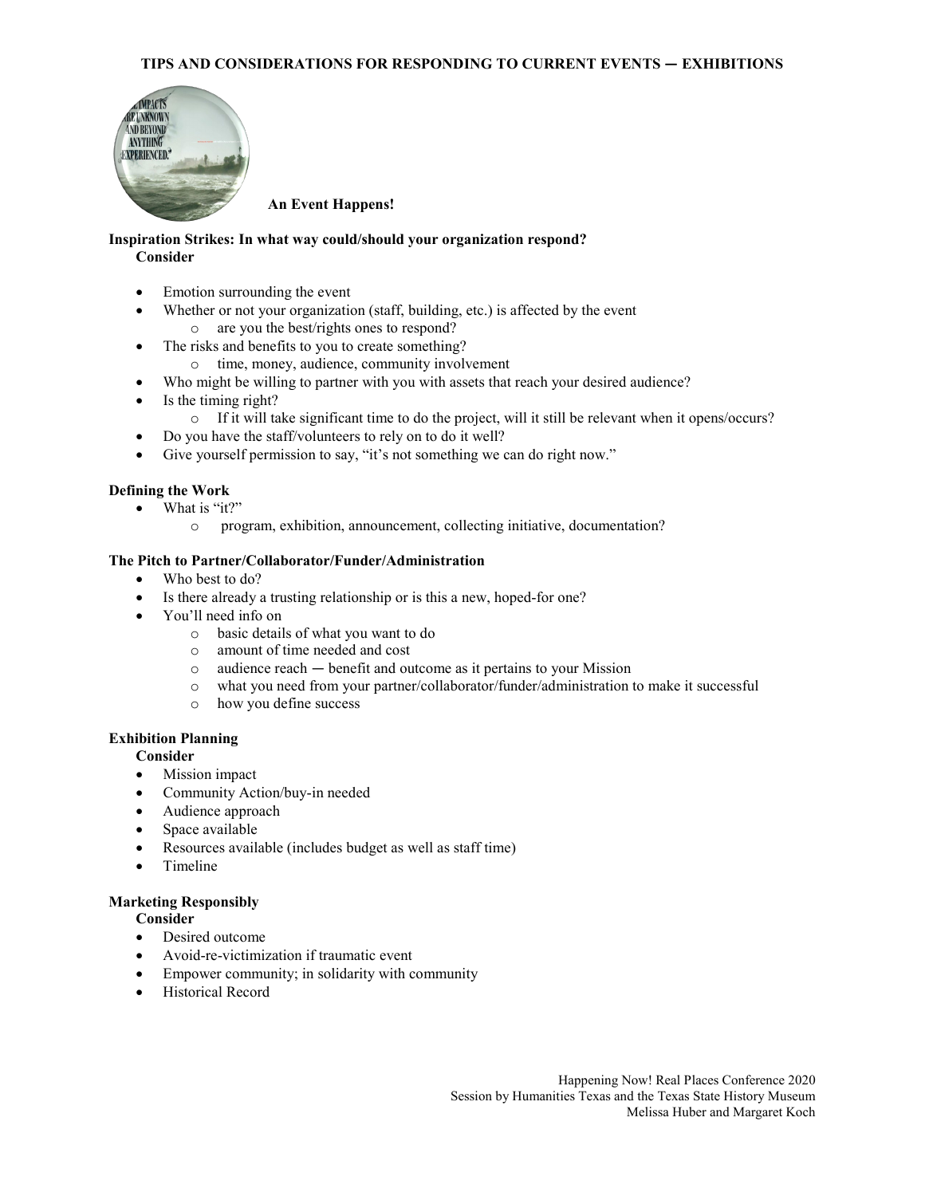# TIPS AND CONSIDERATIONS FOR RESPONDING TO CURRENT EVENTS ― EXHIBITIONS

**An Event Happens!**

**Inspiration Strikes: In what way could/should your organization respond?**

**Consider**

- Emotion surrounding the event
- Whether or not your organization (staff, building, etc.) is affected by the event
  - are you the best/rights ones to respond?
- The risks and benefits to you to create something?
  - time, money, audience, community involvement
- Who might be willing to partner with you with assets that reach your desired audience?
- Is the timing right?
  - If it will take significant time to do the project, will it still be relevant when it opens/occurs?
- Do you have the staff/volunteers to rely on to do it well?
- Give yourself permission to say, "it's not something we can do right now."

**Defining the Work**

- What is "it?"
  - program, exhibition, announcement, collecting initiative, documentation?

**The Pitch to Partner/Collaborator/Funder/Administration**

- Who best to do?
- Is there already a trusting relationship or is this a new, hoped-for one?
- You'll need info on
  - basic details of what you want to do
  - amount of time needed and cost
  - audience reach ― benefit and outcome as it pertains to your Mission
  - what you need from your partner/collaborator/funder/administration to make it successful
  - how you define success

**Exhibition Planning**

**Consider**

- Mission impact
- Community Action/buy-in needed
- Audience approach
- Space available
- Resources available (includes budget as well as staff time)
- Timeline

**Marketing Responsibly**

**Consider**

- Desired outcome
- Avoid-re-victimization if traumatic event
- Empower community; in solidarity with community
- Historical Record

Happening Now! Real Places Conference 2020
Session by Humanities Texas and the Texas State History Museum
Melissa Huber and Margaret Koch